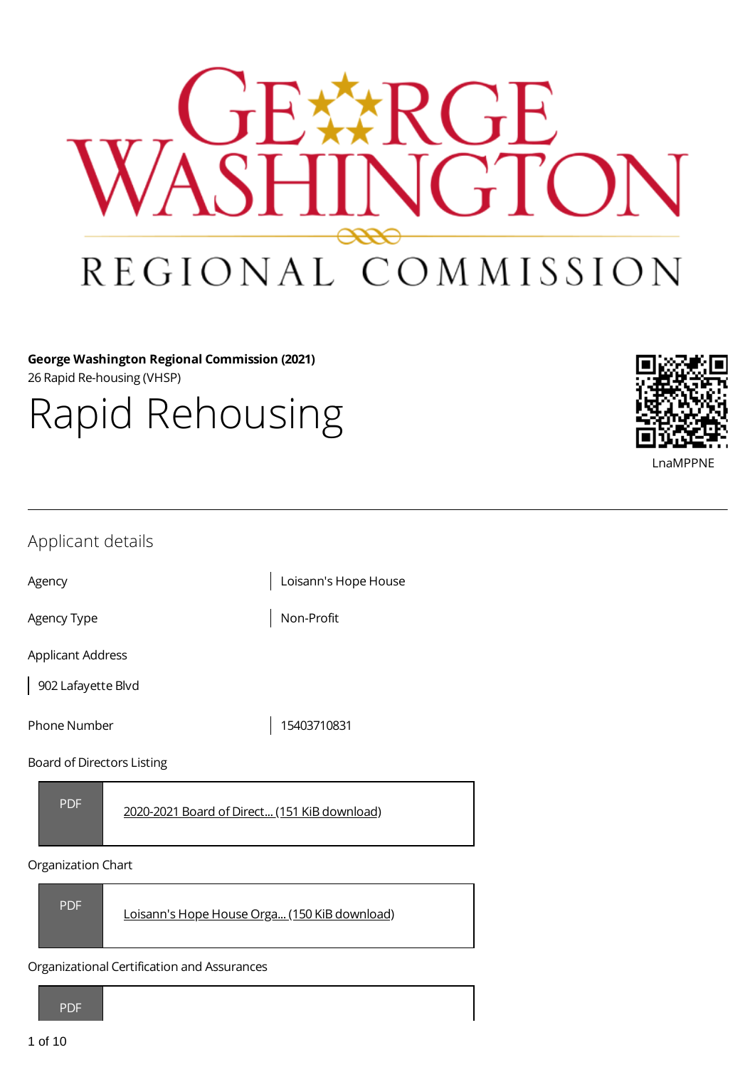**George Washington Regional Commission (2021)**
26 Rapid Re-housing (VHSP)

# Rapid Rehousing

LnaMPPNE

## Applicant details

| | |
|---|---|
| Agency | Loisann's Hope House |
| Agency Type | Non-Profit |

Applicant Address

902 Lafayette Blvd

| | |
|---|---|
| Phone Number | 15403710831 |

Board of Directors Listing

PDF [2020-2021 Board of Direct... (151 KiB download)]

Organization Chart

PDF [Loisann's Hope House Orga... (150 KiB download)]

Organizational Certification and Assurances

PDF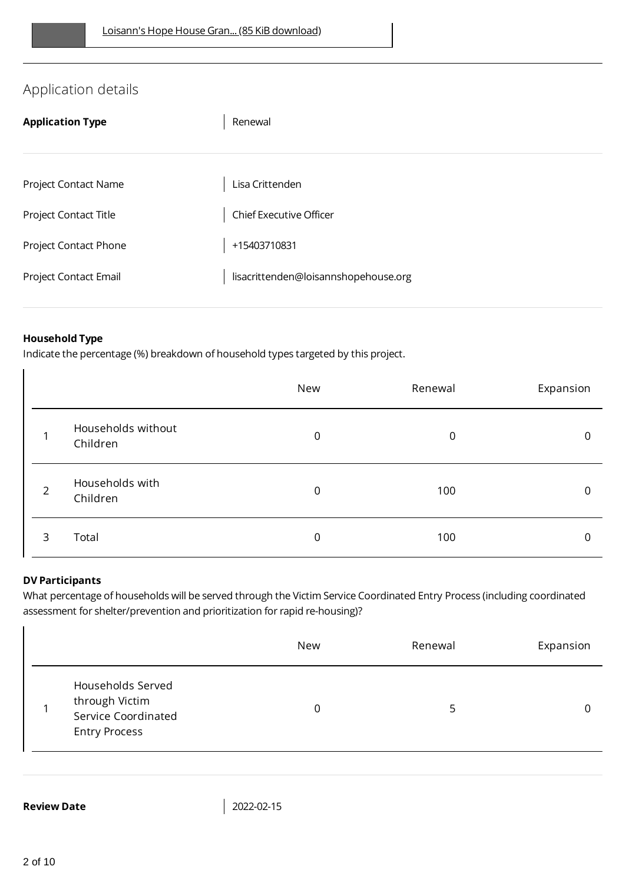Loisann's Hope House Gran... (85 KiB download)

## Application details

**Application Type** | Renewal

| | |
|---|---|
| Project Contact Name | Lisa Crittenden |
| Project Contact Title | Chief Executive Officer |
| Project Contact Phone | +15403710831 |
| Project Contact Email | lisacrittenden@loisannshopehouse.org |

**Household Type**

Indicate the percentage (%) breakdown of household types targeted by this project.

| | | New | Renewal | Expansion |
|---|---|---|---|---|
| 1 | Households without Children | 0 | 0 | 0 |
| 2 | Households with Children | 0 | 100 | 0 |
| 3 | Total | 0 | 100 | 0 |

**DV Participants**

What percentage of households will be served through the Victim Service Coordinated Entry Process (including coordinated assessment for shelter/prevention and prioritization for rapid re-housing)?

| | | New | Renewal | Expansion |
|---|---|---|---|---|
| 1 | Households Served through Victim Service Coordinated Entry Process | 0 | 5 | 0 |

**Review Date** | 2022-02-15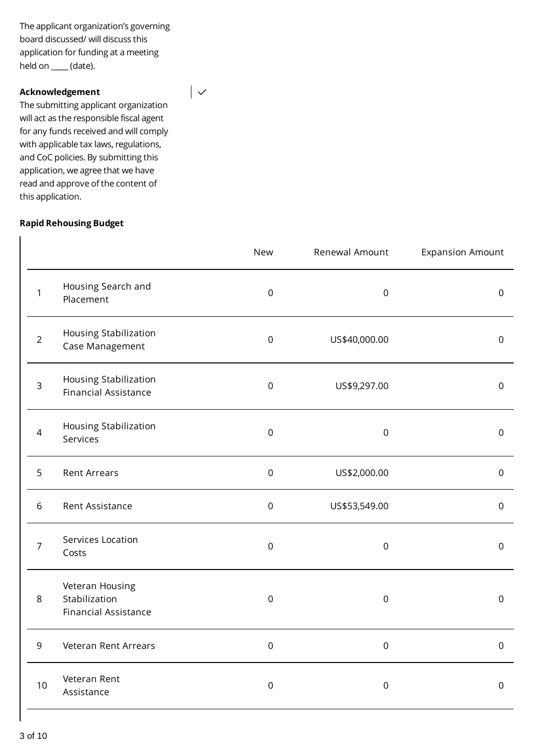The applicant organization's governing board discussed/ will discuss this application for funding at a meeting held on ____ (date).

**Acknowledgement**

The submitting applicant organization will act as the responsible fiscal agent for any funds received and will comply with applicable tax laws, regulations, and CoC policies. By submitting this application, we agree that we have read and approve of the content of this application.

✓

**Rapid Rehousing Budget**

| | | New | Renewal Amount | Expansion Amount |
|---|---|---|---|---|
| 1 | Housing Search and Placement | 0 | 0 | 0 |
| 2 | Housing Stabilization Case Management | 0 | US$40,000.00 | 0 |
| 3 | Housing Stabilization Financial Assistance | 0 | US$9,297.00 | 0 |
| 4 | Housing Stabilization Services | 0 | 0 | 0 |
| 5 | Rent Arrears | 0 | US$2,000.00 | 0 |
| 6 | Rent Assistance | 0 | US$53,549.00 | 0 |
| 7 | Services Location Costs | 0 | 0 | 0 |
| 8 | Veteran Housing Stabilization Financial Assistance | 0 | 0 | 0 |
| 9 | Veteran Rent Arrears | 0 | 0 | 0 |
| 10 | Veteran Rent Assistance | 0 | 0 | 0 |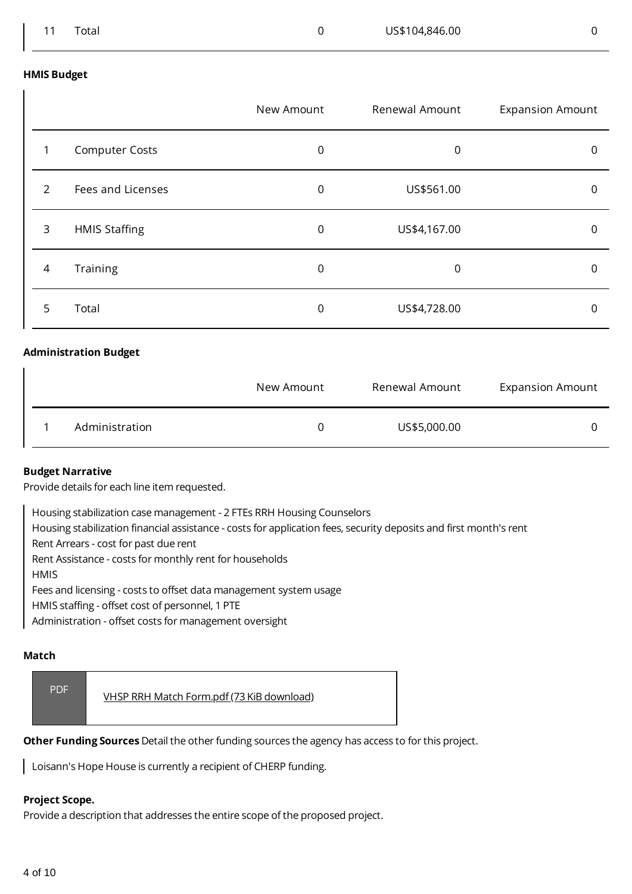| | | | | |
|---|---|---|---|---|
| 11 | Total | 0 | US$104,846.00 | 0 |

**HMIS Budget**

| | | New Amount | Renewal Amount | Expansion Amount |
|---|---|---|---|---|
| 1 | Computer Costs | 0 | 0 | 0 |
| 2 | Fees and Licenses | 0 | US$561.00 | 0 |
| 3 | HMIS Staffing | 0 | US$4,167.00 | 0 |
| 4 | Training | 0 | 0 | 0 |
| 5 | Total | 0 | US$4,728.00 | 0 |

**Administration Budget**

| | | New Amount | Renewal Amount | Expansion Amount |
|---|---|---|---|---|
| 1 | Administration | 0 | US$5,000.00 | 0 |

**Budget Narrative**
Provide details for each line item requested.

Housing stabilization case management - 2 FTEs RRH Housing Counselors
Housing stabilization financial assistance - costs for application fees, security deposits and first month's rent
Rent Arrears - cost for past due rent
Rent Assistance - costs for monthly rent for households
HMIS
Fees and licensing - costs to offset data management system usage
HMIS staffing - offset cost of personnel, 1 PTE
Administration - offset costs for management oversight

**Match**

PDF [VHSP RRH Match Form.pdf (73 KiB download)]

**Other Funding Sources** Detail the other funding sources the agency has access to for this project.

Loisann's Hope House is currently a recipient of CHERP funding.

**Project Scope.**
Provide a description that addresses the entire scope of the proposed project.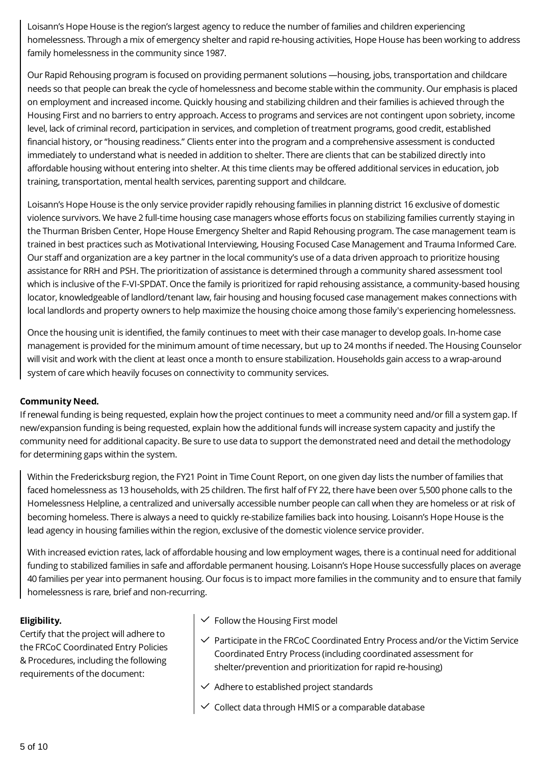Loisann's Hope House is the region's largest agency to reduce the number of families and children experiencing homelessness. Through a mix of emergency shelter and rapid re-housing activities, Hope House has been working to address family homelessness in the community since 1987.

Our Rapid Rehousing program is focused on providing permanent solutions —housing, jobs, transportation and childcare needs so that people can break the cycle of homelessness and become stable within the community. Our emphasis is placed on employment and increased income. Quickly housing and stabilizing children and their families is achieved through the Housing First and no barriers to entry approach. Access to programs and services are not contingent upon sobriety, income level, lack of criminal record, participation in services, and completion of treatment programs, good credit, established financial history, or "housing readiness." Clients enter into the program and a comprehensive assessment is conducted immediately to understand what is needed in addition to shelter. There are clients that can be stabilized directly into affordable housing without entering into shelter. At this time clients may be offered additional services in education, job training, transportation, mental health services, parenting support and childcare.

Loisann's Hope House is the only service provider rapidly rehousing families in planning district 16 exclusive of domestic violence survivors. We have 2 full-time housing case managers whose efforts focus on stabilizing families currently staying in the Thurman Brisben Center, Hope House Emergency Shelter and Rapid Rehousing program. The case management team is trained in best practices such as Motivational Interviewing, Housing Focused Case Management and Trauma Informed Care. Our staff and organization are a key partner in the local community's use of a data driven approach to prioritize housing assistance for RRH and PSH. The prioritization of assistance is determined through a community shared assessment tool which is inclusive of the F-VI-SPDAT. Once the family is prioritized for rapid rehousing assistance, a community-based housing locator, knowledgeable of landlord/tenant law, fair housing and housing focused case management makes connections with local landlords and property owners to help maximize the housing choice among those family's experiencing homelessness.

Once the housing unit is identified, the family continues to meet with their case manager to develop goals. In-home case management is provided for the minimum amount of time necessary, but up to 24 months if needed. The Housing Counselor will visit and work with the client at least once a month to ensure stabilization. Households gain access to a wrap-around system of care which heavily focuses on connectivity to community services.

**Community Need.**

If renewal funding is being requested, explain how the project continues to meet a community need and/or fill a system gap. If new/expansion funding is being requested, explain how the additional funds will increase system capacity and justify the community need for additional capacity. Be sure to use data to support the demonstrated need and detail the methodology for determining gaps within the system.

Within the Fredericksburg region, the FY21 Point in Time Count Report, on one given day lists the number of families that faced homelessness as 13 households, with 25 children. The first half of FY 22, there have been over 5,500 phone calls to the Homelessness Helpline, a centralized and universally accessible number people can call when they are homeless or at risk of becoming homeless. There is always a need to quickly re-stabilize families back into housing. Loisann's Hope House is the lead agency in housing families within the region, exclusive of the domestic violence service provider.

With increased eviction rates, lack of affordable housing and low employment wages, there is a continual need for additional funding to stabilized families in safe and affordable permanent housing. Loisann's Hope House successfully places on average 40 families per year into permanent housing. Our focus is to impact more families in the community and to ensure that family homelessness is rare, brief and non-recurring.

**Eligibility.**

Certify that the project will adhere to the FRCoC Coordinated Entry Policies & Procedures, including the following requirements of the document:

- ✓ Follow the Housing First model
- ✓ Participate in the FRCoC Coordinated Entry Process and/or the Victim Service Coordinated Entry Process (including coordinated assessment for shelter/prevention and prioritization for rapid re-housing)
- ✓ Adhere to established project standards
- ✓ Collect data through HMIS or a comparable database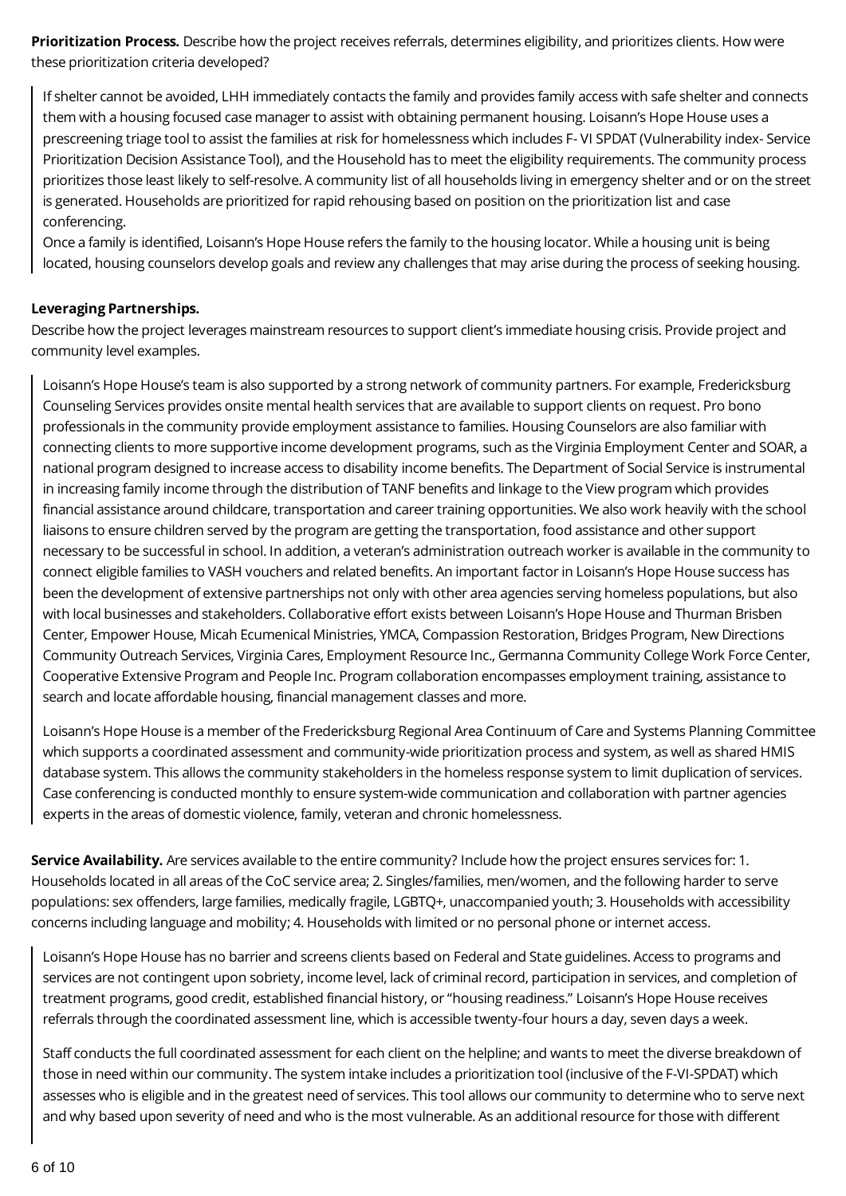**Prioritization Process.** Describe how the project receives referrals, determines eligibility, and prioritizes clients. How were these prioritization criteria developed?

> If shelter cannot be avoided, LHH immediately contacts the family and provides family access with safe shelter and connects them with a housing focused case manager to assist with obtaining permanent housing. Loisann's Hope House uses a prescreening triage tool to assist the families at risk for homelessness which includes F- VI SPDAT (Vulnerability index- Service Prioritization Decision Assistance Tool), and the Household has to meet the eligibility requirements. The community process prioritizes those least likely to self-resolve. A community list of all households living in emergency shelter and or on the street is generated. Households are prioritized for rapid rehousing based on position on the prioritization list and case conferencing.
> Once a family is identified, Loisann's Hope House refers the family to the housing locator. While a housing unit is being located, housing counselors develop goals and review any challenges that may arise during the process of seeking housing.

**Leveraging Partnerships.**

Describe how the project leverages mainstream resources to support client's immediate housing crisis. Provide project and community level examples.

> Loisann's Hope House's team is also supported by a strong network of community partners. For example, Fredericksburg Counseling Services provides onsite mental health services that are available to support clients on request. Pro bono professionals in the community provide employment assistance to families. Housing Counselors are also familiar with connecting clients to more supportive income development programs, such as the Virginia Employment Center and SOAR, a national program designed to increase access to disability income benefits. The Department of Social Service is instrumental in increasing family income through the distribution of TANF benefits and linkage to the View program which provides financial assistance around childcare, transportation and career training opportunities. We also work heavily with the school liaisons to ensure children served by the program are getting the transportation, food assistance and other support necessary to be successful in school. In addition, a veteran's administration outreach worker is available in the community to connect eligible families to VASH vouchers and related benefits. An important factor in Loisann's Hope House success has been the development of extensive partnerships not only with other area agencies serving homeless populations, but also with local businesses and stakeholders. Collaborative effort exists between Loisann's Hope House and Thurman Brisben Center, Empower House, Micah Ecumenical Ministries, YMCA, Compassion Restoration, Bridges Program, New Directions Community Outreach Services, Virginia Cares, Employment Resource Inc., Germanna Community College Work Force Center, Cooperative Extensive Program and People Inc. Program collaboration encompasses employment training, assistance to search and locate affordable housing, financial management classes and more.
>
> Loisann's Hope House is a member of the Fredericksburg Regional Area Continuum of Care and Systems Planning Committee which supports a coordinated assessment and community-wide prioritization process and system, as well as shared HMIS database system. This allows the community stakeholders in the homeless response system to limit duplication of services. Case conferencing is conducted monthly to ensure system-wide communication and collaboration with partner agencies experts in the areas of domestic violence, family, veteran and chronic homelessness.

**Service Availability.** Are services available to the entire community? Include how the project ensures services for: 1. Households located in all areas of the CoC service area; 2. Singles/families, men/women, and the following harder to serve populations: sex offenders, large families, medically fragile, LGBTQ+, unaccompanied youth; 3. Households with accessibility concerns including language and mobility; 4. Households with limited or no personal phone or internet access.

> Loisann's Hope House has no barrier and screens clients based on Federal and State guidelines. Access to programs and services are not contingent upon sobriety, income level, lack of criminal record, participation in services, and completion of treatment programs, good credit, established financial history, or "housing readiness." Loisann's Hope House receives referrals through the coordinated assessment line, which is accessible twenty-four hours a day, seven days a week.
>
> Staff conducts the full coordinated assessment for each client on the helpline; and wants to meet the diverse breakdown of those in need within our community. The system intake includes a prioritization tool (inclusive of the F-VI-SPDAT) which assesses who is eligible and in the greatest need of services. This tool allows our community to determine who to serve next and why based upon severity of need and who is the most vulnerable. As an additional resource for those with different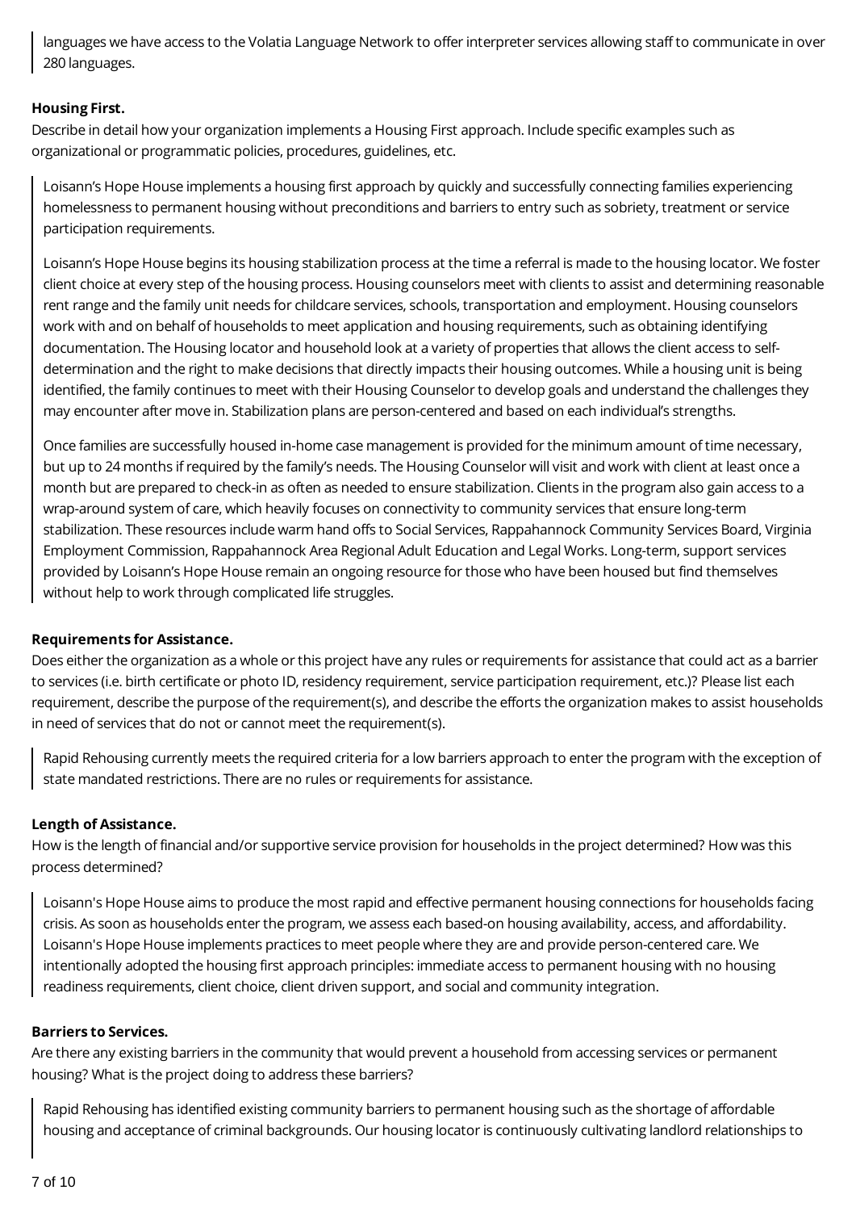languages we have access to the Volatia Language Network to offer interpreter services allowing staff to communicate in over 280 languages.

**Housing First.**

Describe in detail how your organization implements a Housing First approach. Include specific examples such as organizational or programmatic policies, procedures, guidelines, etc.

Loisann's Hope House implements a housing first approach by quickly and successfully connecting families experiencing homelessness to permanent housing without preconditions and barriers to entry such as sobriety, treatment or service participation requirements.

Loisann's Hope House begins its housing stabilization process at the time a referral is made to the housing locator. We foster client choice at every step of the housing process. Housing counselors meet with clients to assist and determining reasonable rent range and the family unit needs for childcare services, schools, transportation and employment. Housing counselors work with and on behalf of households to meet application and housing requirements, such as obtaining identifying documentation. The Housing locator and household look at a variety of properties that allows the client access to self-determination and the right to make decisions that directly impacts their housing outcomes. While a housing unit is being identified, the family continues to meet with their Housing Counselor to develop goals and understand the challenges they may encounter after move in. Stabilization plans are person-centered and based on each individual's strengths.

Once families are successfully housed in-home case management is provided for the minimum amount of time necessary, but up to 24 months if required by the family's needs. The Housing Counselor will visit and work with client at least once a month but are prepared to check-in as often as needed to ensure stabilization. Clients in the program also gain access to a wrap-around system of care, which heavily focuses on connectivity to community services that ensure long-term stabilization. These resources include warm hand offs to Social Services, Rappahannock Community Services Board, Virginia Employment Commission, Rappahannock Area Regional Adult Education and Legal Works. Long-term, support services provided by Loisann's Hope House remain an ongoing resource for those who have been housed but find themselves without help to work through complicated life struggles.

**Requirements for Assistance.**

Does either the organization as a whole or this project have any rules or requirements for assistance that could act as a barrier to services (i.e. birth certificate or photo ID, residency requirement, service participation requirement, etc.)? Please list each requirement, describe the purpose of the requirement(s), and describe the efforts the organization makes to assist households in need of services that do not or cannot meet the requirement(s).

Rapid Rehousing currently meets the required criteria for a low barriers approach to enter the program with the exception of state mandated restrictions. There are no rules or requirements for assistance.

**Length of Assistance.**

How is the length of financial and/or supportive service provision for households in the project determined? How was this process determined?

Loisann's Hope House aims to produce the most rapid and effective permanent housing connections for households facing crisis. As soon as households enter the program, we assess each based-on housing availability, access, and affordability. Loisann's Hope House implements practices to meet people where they are and provide person-centered care. We intentionally adopted the housing first approach principles: immediate access to permanent housing with no housing readiness requirements, client choice, client driven support, and social and community integration.

**Barriers to Services.**

Are there any existing barriers in the community that would prevent a household from accessing services or permanent housing? What is the project doing to address these barriers?

Rapid Rehousing has identified existing community barriers to permanent housing such as the shortage of affordable housing and acceptance of criminal backgrounds. Our housing locator is continuously cultivating landlord relationships to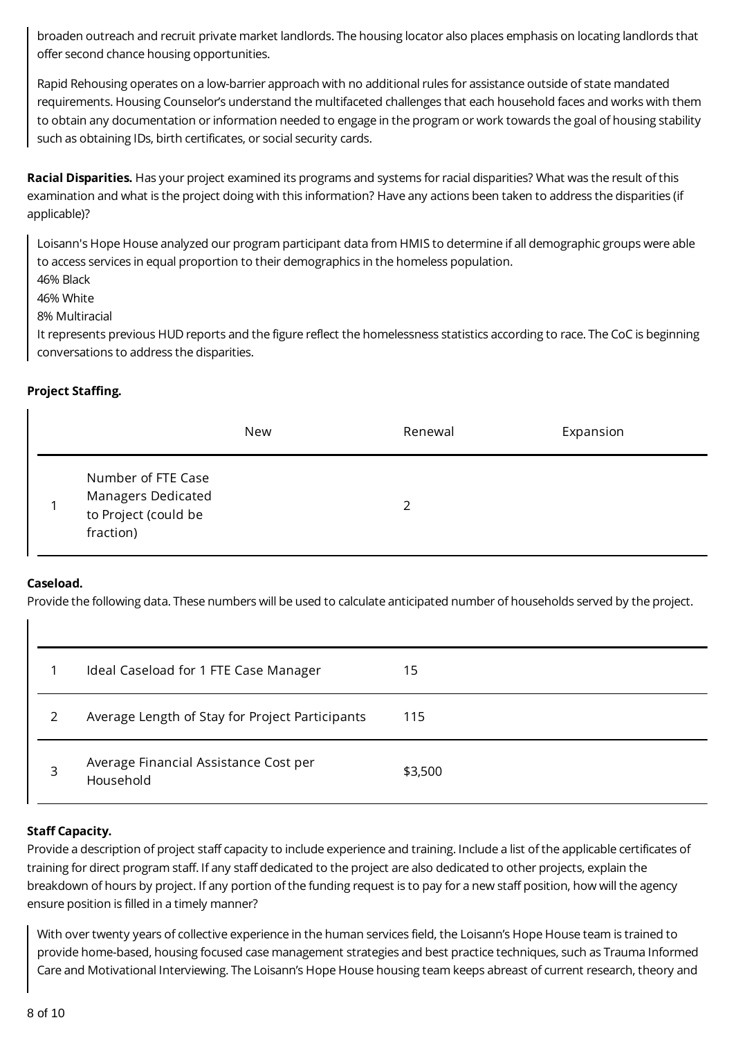broaden outreach and recruit private market landlords. The housing locator also places emphasis on locating landlords that offer second chance housing opportunities.

Rapid Rehousing operates on a low-barrier approach with no additional rules for assistance outside of state mandated requirements. Housing Counselor's understand the multifaceted challenges that each household faces and works with them to obtain any documentation or information needed to engage in the program or work towards the goal of housing stability such as obtaining IDs, birth certificates, or social security cards.

**Racial Disparities.** Has your project examined its programs and systems for racial disparities? What was the result of this examination and what is the project doing with this information? Have any actions been taken to address the disparities (if applicable)?

Loisann's Hope House analyzed our program participant data from HMIS to determine if all demographic groups were able to access services in equal proportion to their demographics in the homeless population.
46% Black
46% White
8% Multiracial
It represents previous HUD reports and the figure reflect the homelessness statistics according to race. The CoC is beginning conversations to address the disparities.

**Project Staffing.**

| | | New | Renewal | Expansion |
|---|---|---|---|---|
| 1 | Number of FTE Case Managers Dedicated to Project (could be fraction) | | 2 | |

**Caseload.**
Provide the following data. These numbers will be used to calculate anticipated number of households served by the project.

| | | |
|---|---|---|
| 1 | Ideal Caseload for 1 FTE Case Manager | 15 |
| 2 | Average Length of Stay for Project Participants | 115 |
| 3 | Average Financial Assistance Cost per Household | $3,500 |

**Staff Capacity.**
Provide a description of project staff capacity to include experience and training. Include a list of the applicable certificates of training for direct program staff. If any staff dedicated to the project are also dedicated to other projects, explain the breakdown of hours by project. If any portion of the funding request is to pay for a new staff position, how will the agency ensure position is filled in a timely manner?

With over twenty years of collective experience in the human services field, the Loisann's Hope House team is trained to provide home-based, housing focused case management strategies and best practice techniques, such as Trauma Informed Care and Motivational Interviewing. The Loisann's Hope House housing team keeps abreast of current research, theory and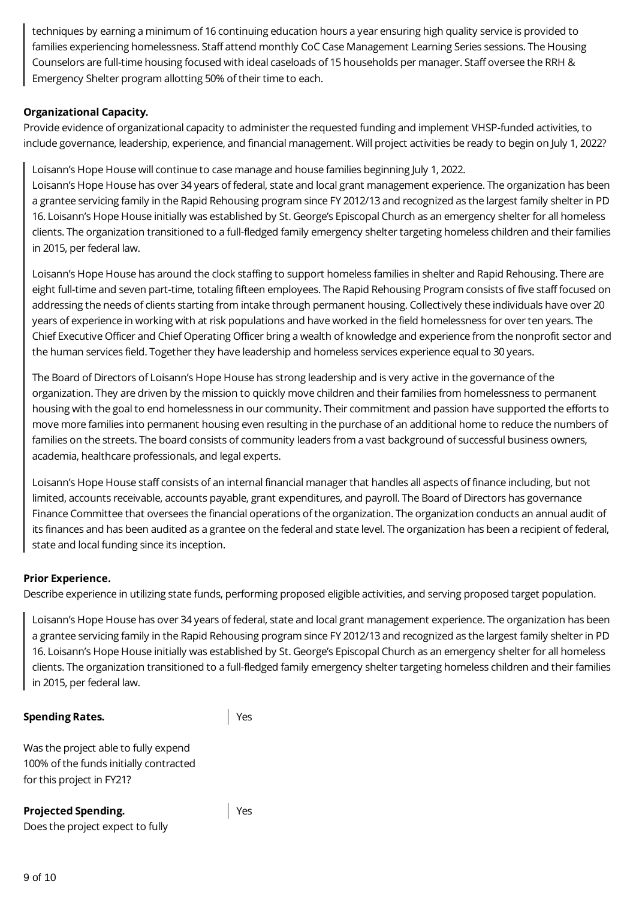techniques by earning a minimum of 16 continuing education hours a year ensuring high quality service is provided to families experiencing homelessness. Staff attend monthly CoC Case Management Learning Series sessions. The Housing Counselors are full-time housing focused with ideal caseloads of 15 households per manager. Staff oversee the RRH & Emergency Shelter program allotting 50% of their time to each.

**Organizational Capacity.**

Provide evidence of organizational capacity to administer the requested funding and implement VHSP-funded activities, to include governance, leadership, experience, and financial management. Will project activities be ready to begin on July 1, 2022?

> Loisann's Hope House will continue to case manage and house families beginning July 1, 2022.
> Loisann's Hope House has over 34 years of federal, state and local grant management experience. The organization has been a grantee servicing family in the Rapid Rehousing program since FY 2012/13 and recognized as the largest family shelter in PD 16. Loisann's Hope House initially was established by St. George's Episcopal Church as an emergency shelter for all homeless clients. The organization transitioned to a full-fledged family emergency shelter targeting homeless children and their families in 2015, per federal law.
>
> Loisann's Hope House has around the clock staffing to support homeless families in shelter and Rapid Rehousing. There are eight full-time and seven part-time, totaling fifteen employees. The Rapid Rehousing Program consists of five staff focused on addressing the needs of clients starting from intake through permanent housing. Collectively these individuals have over 20 years of experience in working with at risk populations and have worked in the field homelessness for over ten years. The Chief Executive Officer and Chief Operating Officer bring a wealth of knowledge and experience from the nonprofit sector and the human services field. Together they have leadership and homeless services experience equal to 30 years.
>
> The Board of Directors of Loisann's Hope House has strong leadership and is very active in the governance of the organization. They are driven by the mission to quickly move children and their families from homelessness to permanent housing with the goal to end homelessness in our community. Their commitment and passion have supported the efforts to move more families into permanent housing even resulting in the purchase of an additional home to reduce the numbers of families on the streets. The board consists of community leaders from a vast background of successful business owners, academia, healthcare professionals, and legal experts.
>
> Loisann's Hope House staff consists of an internal financial manager that handles all aspects of finance including, but not limited, accounts receivable, accounts payable, grant expenditures, and payroll. The Board of Directors has governance Finance Committee that oversees the financial operations of the organization. The organization conducts an annual audit of its finances and has been audited as a grantee on the federal and state level. The organization has been a recipient of federal, state and local funding since its inception.

**Prior Experience.**

Describe experience in utilizing state funds, performing proposed eligible activities, and serving proposed target population.

> Loisann's Hope House has over 34 years of federal, state and local grant management experience. The organization has been a grantee servicing family in the Rapid Rehousing program since FY 2012/13 and recognized as the largest family shelter in PD 16. Loisann's Hope House initially was established by St. George's Episcopal Church as an emergency shelter for all homeless clients. The organization transitioned to a full-fledged family emergency shelter targeting homeless children and their families in 2015, per federal law.

**Spending Rates.**

Was the project able to fully expend 100% of the funds initially contracted for this project in FY21?

> Yes

**Projected Spending.**

Does the project expect to fully

> Yes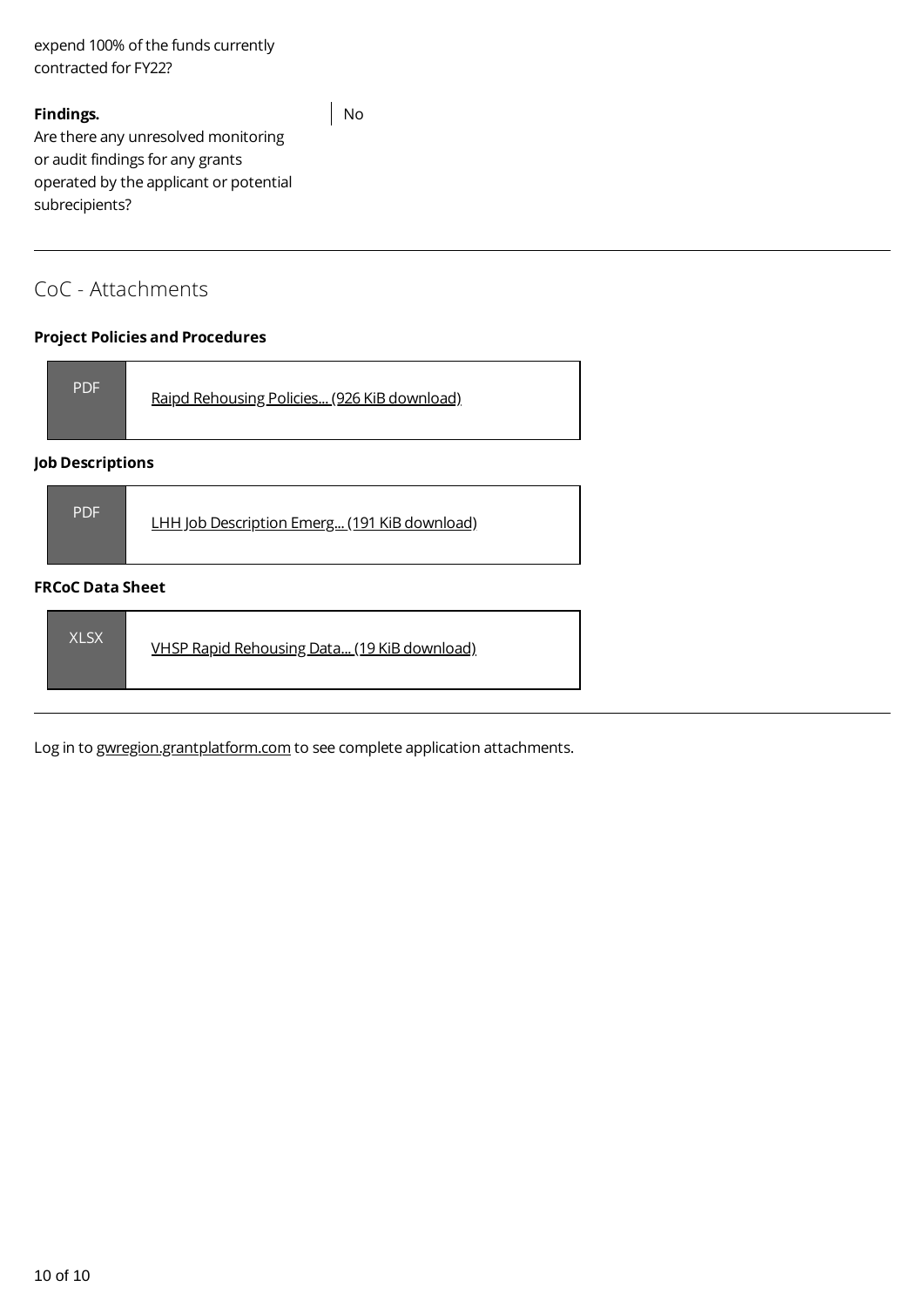expend 100% of the funds currently contracted for FY22?

**Findings.**
Are there any unresolved monitoring or audit findings for any grants operated by the applicant or potential subrecipients?

No

---

## CoC - Attachments

**Project Policies and Procedures**

PDF — Raipd Rehousing Policies... (926 KiB download)

**Job Descriptions**

PDF — LHH Job Description Emerg... (191 KiB download)

**FRCoC Data Sheet**

XLSX — VHSP Rapid Rehousing Data... (19 KiB download)

---

Log in to gwregion.grantplatform.com to see complete application attachments.